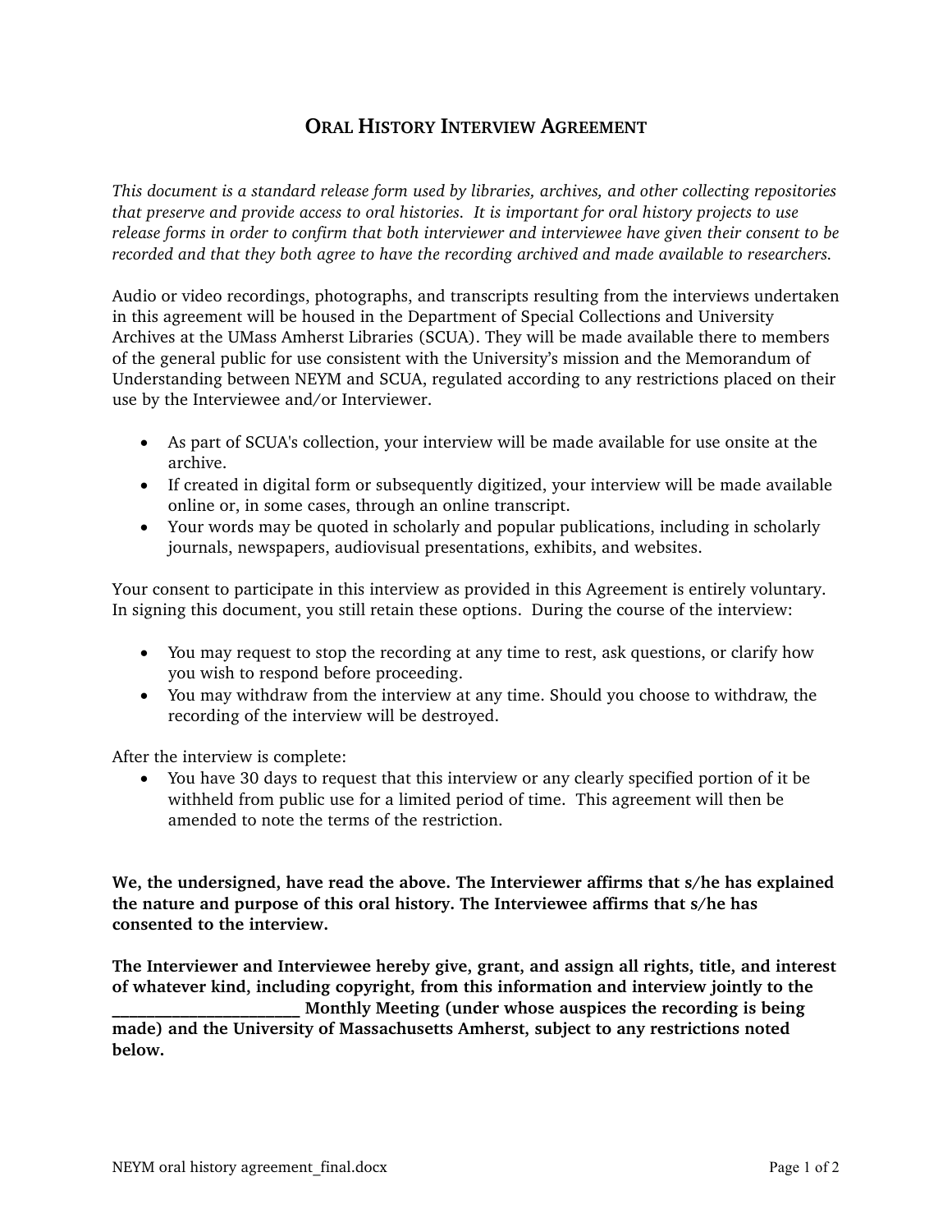# Oral History Interview Agreement

*This document is a standard release form used by libraries, archives, and other collecting repositories that preserve and provide access to oral histories. It is important for oral history projects to use release forms in order to confirm that both interviewer and interviewee have given their consent to be recorded and that they both agree to have the recording archived and made available to researchers.*

Audio or video recordings, photographs, and transcripts resulting from the interviews undertaken in this agreement will be housed in the Department of Special Collections and University Archives at the UMass Amherst Libraries (SCUA). They will be made available there to members of the general public for use consistent with the University's mission and the Memorandum of Understanding between NEYM and SCUA, regulated according to any restrictions placed on their use by the Interviewee and/or Interviewer.

- As part of SCUA's collection, your interview will be made available for use onsite at the archive.
- If created in digital form or subsequently digitized, your interview will be made available online or, in some cases, through an online transcript.
- Your words may be quoted in scholarly and popular publications, including in scholarly journals, newspapers, audiovisual presentations, exhibits, and websites.

Your consent to participate in this interview as provided in this Agreement is entirely voluntary. In signing this document, you still retain these options. During the course of the interview:

- You may request to stop the recording at any time to rest, ask questions, or clarify how you wish to respond before proceeding.
- You may withdraw from the interview at any time. Should you choose to withdraw, the recording of the interview will be destroyed.

After the interview is complete:

- You have 30 days to request that this interview or any clearly specified portion of it be withheld from public use for a limited period of time. This agreement will then be amended to note the terms of the restriction.

**We, the undersigned, have read the above. The Interviewer affirms that s/he has explained the nature and purpose of this oral history. The Interviewee affirms that s/he has consented to the interview.**

**The Interviewer and Interviewee hereby give, grant, and assign all rights, title, and interest of whatever kind, including copyright, from this information and interview jointly to the \_\_\_\_\_\_\_\_\_\_\_\_\_\_\_\_\_\_\_\_\_\_\_\_ Monthly Meeting (under whose auspices the recording is being made) and the University of Massachusetts Amherst, subject to any restrictions noted below.**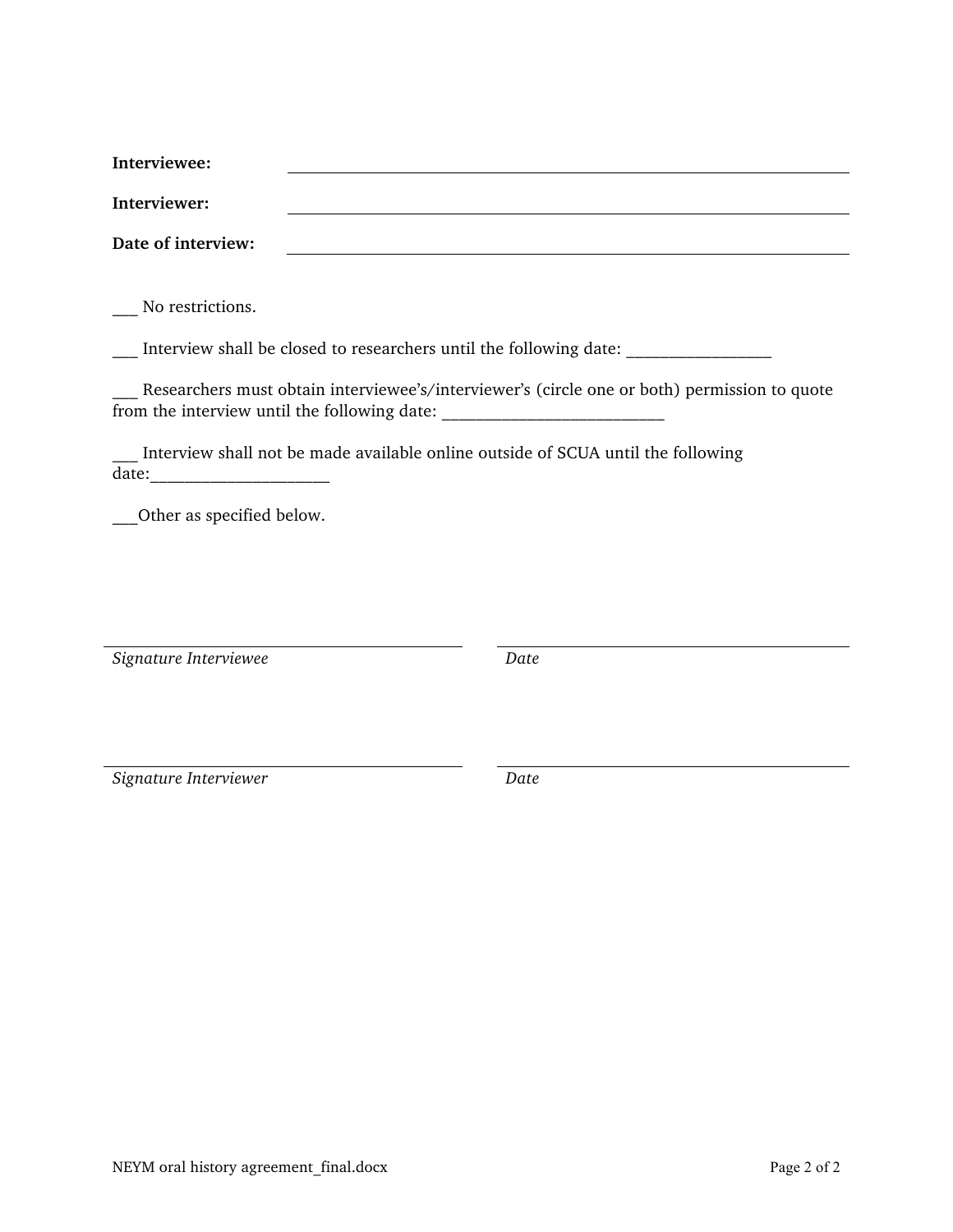**Interviewee:** ______________________________

**Interviewer:** ______________________________

**Date of interview:** ______________________________

___ No restrictions.

___ Interview shall be closed to researchers until the following date: _________________

___ Researchers must obtain interviewee's/interviewer's (circle one or both) permission to quote from the interview until the following date: __________________________

___ Interview shall not be made available online outside of SCUA until the following date:_____________________

___Other as specified below.

| | |
|---|---|
| ______________________________ | ______________________________ |
| *Signature Interviewee* | *Date* |
| ______________________________ | ______________________________ |
| *Signature Interviewer* | *Date* |

NEYM oral history agreement_final.docx